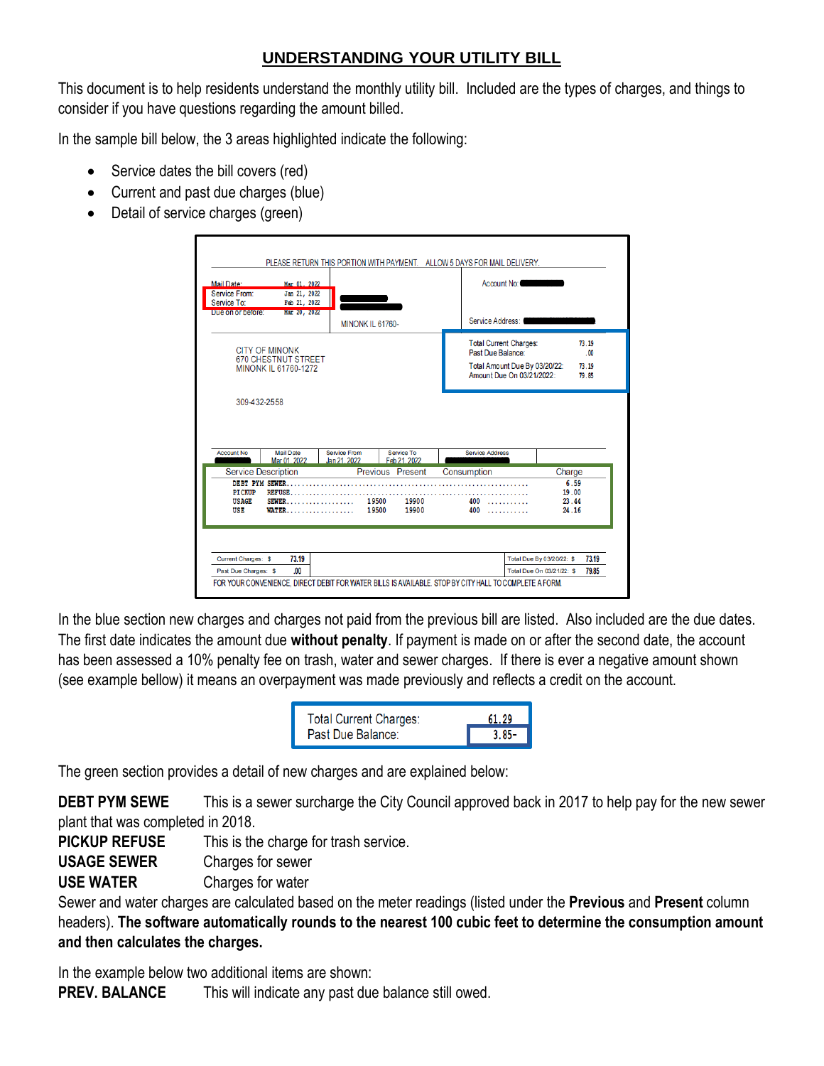## UNDERSTANDING YOUR UTILITY BILL

This document is to help residents understand the monthly utility bill. Included are the types of charges, and things to consider if you have questions regarding the amount billed.

In the sample bill below, the 3 areas highlighted indicate the following:

- Service dates the bill covers (red)
- Current and past due charges (blue)
- Detail of service charges (green)

PLEASE RETURN THIS PORTION WITH PAYMENT. ALLOW 5 DAYS FOR MAIL DELIVERY.

Mail Date: Mar 01, 2022
Service From: Jan 21, 2022
Service To: Feb 21, 2022
Due on or before: Mar 20, 2022

MINONK IL 61760-

Account No:

Service Address:

CITY OF MINONK
670 CHESTNUT STREET
MINONK IL 61760-1272

309-432-2558

| | |
|---|---|
| Total Current Charges: | 73.19 |
| Past Due Balance: | .00 |
| Total Amount Due By 03/20/22: | 73.19 |
| Amount Due On 03/21/2022: | 79.85 |

| Account No | Mail Date | Service From | Service To | Service Address |
|---|---|---|---|---|
| | Mar 01, 2022 | Jan 21, 2022 | Feb 21, 2022 | |

| Service Description | Previous | Present | Consumption | Charge |
|---|---|---|---|---|
| DEBT PYM SEWER | | | | 6.59 |
| PICKUP REFUSE | | | | 19.00 |
| USAGE SEWER | 19500 | 19900 | 400 | 23.44 |
| USE WATER | 19500 | 19900 | 400 | 24.16 |

| | | | |
|---|---|---|---|
| Current Charges: $ | 73.19 | Total Due By 03/20/22: $ | 73.19 |
| Past Due Charges: $ | .00 | Total Due On 03/21/22: $ | 79.85 |

FOR YOUR CONVENIENCE, DIRECT DEBIT FOR WATER BILLS IS AVAILABLE. STOP BY CITY HALL TO COMPLETE A FORM.

In the blue section new charges and charges not paid from the previous bill are listed. Also included are the due dates. The first date indicates the amount due **without penalty**. If payment is made on or after the second date, the account has been assessed a 10% penalty fee on trash, water and sewer charges. If there is ever a negative amount shown (see example bellow) it means an overpayment was made previously and reflects a credit on the account.

| | |
|---|---|
| Total Current Charges: | 61.29 |
| Past Due Balance: | 3.85- |

The green section provides a detail of new charges and are explained below:

**DEBT PYM SEWE** This is a sewer surcharge the City Council approved back in 2017 to help pay for the new sewer plant that was completed in 2018.
**PICKUP REFUSE** This is the charge for trash service.
**USAGE SEWER** Charges for sewer
**USE WATER** Charges for water
Sewer and water charges are calculated based on the meter readings (listed under the **Previous** and **Present** column headers). **The software automatically rounds to the nearest 100 cubic feet to determine the consumption amount and then calculates the charges.**

In the example below two additional items are shown:
**PREV. BALANCE** This will indicate any past due balance still owed.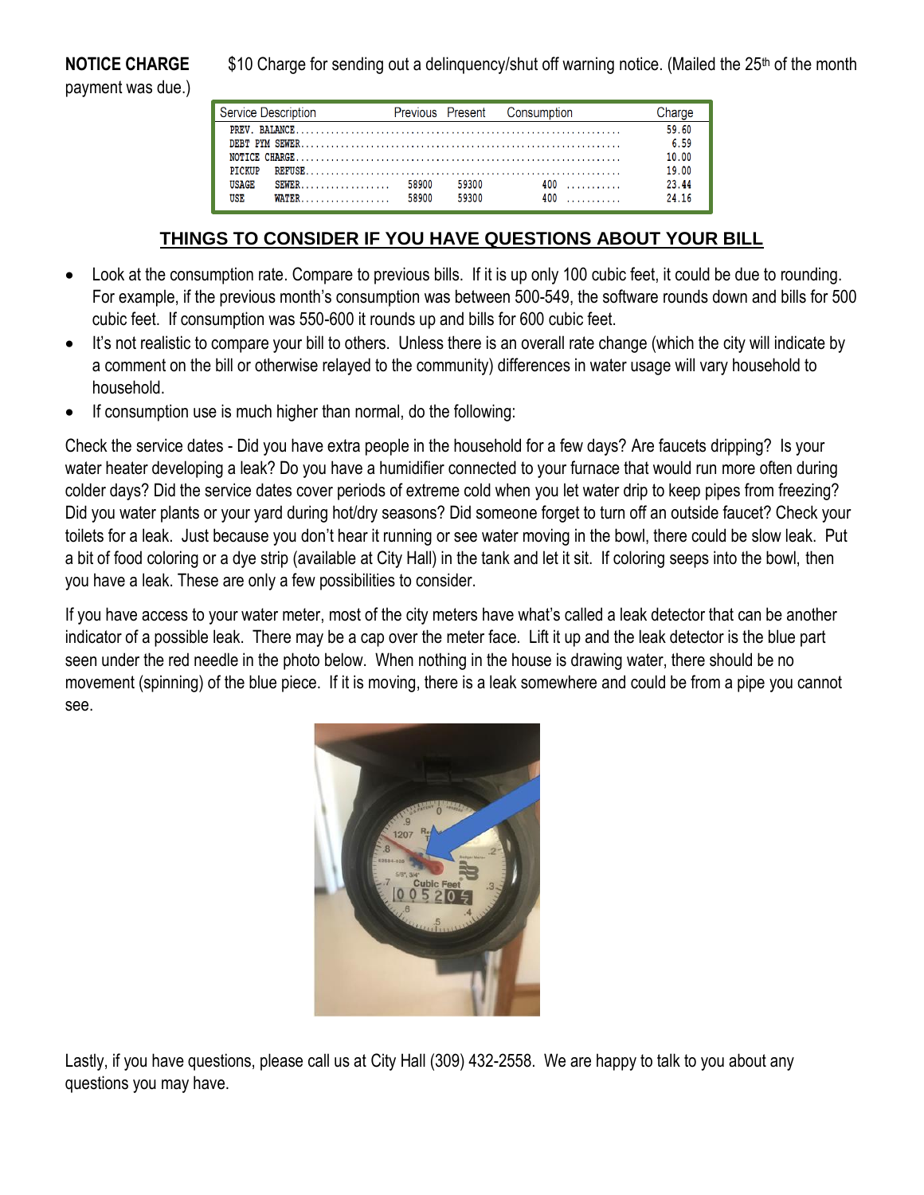**NOTICE CHARGE** $10 Charge for sending out a delinquency/shut off warning notice. (Mailed the 25th of the month payment was due.)

| Service Description | | Previous | Present | Consumption | Charge |
|---|---|---|---|---|---|
| PREV. BALANCE | | | | | 59.60 |
| DEBT PYM SEWER | | | | | 6.59 |
| NOTICE CHARGE | | | | | 10.00 |
| PICKUP | REFUSE | | | | 19.00 |
| USAGE | SEWER | 58900 | 59300 | 400 | 23.44 |
| USE | WATER | 58900 | 59300 | 400 | 24.16 |

## THINGS TO CONSIDER IF YOU HAVE QUESTIONS ABOUT YOUR BILL

- Look at the consumption rate. Compare to previous bills. If it is up only 100 cubic feet, it could be due to rounding. For example, if the previous month's consumption was between 500-549, the software rounds down and bills for 500 cubic feet. If consumption was 550-600 it rounds up and bills for 600 cubic feet.
- It's not realistic to compare your bill to others. Unless there is an overall rate change (which the city will indicate by a comment on the bill or otherwise relayed to the community) differences in water usage will vary household to household.
- If consumption use is much higher than normal, do the following:

Check the service dates - Did you have extra people in the household for a few days? Are faucets dripping? Is your water heater developing a leak? Do you have a humidifier connected to your furnace that would run more often during colder days? Did the service dates cover periods of extreme cold when you let water drip to keep pipes from freezing? Did you water plants or your yard during hot/dry seasons? Did someone forget to turn off an outside faucet? Check your toilets for a leak. Just because you don't hear it running or see water moving in the bowl, there could be slow leak. Put a bit of food coloring or a dye strip (available at City Hall) in the tank and let it sit. If coloring seeps into the bowl, then you have a leak. These are only a few possibilities to consider.

If you have access to your water meter, most of the city meters have what's called a leak detector that can be another indicator of a possible leak. There may be a cap over the meter face. Lift it up and the leak detector is the blue part seen under the red needle in the photo below. When nothing in the house is drawing water, there should be no movement (spinning) of the blue piece. If it is moving, there is a leak somewhere and could be from a pipe you cannot see.

Lastly, if you have questions, please call us at City Hall (309) 432-2558. We are happy to talk to you about any questions you may have.